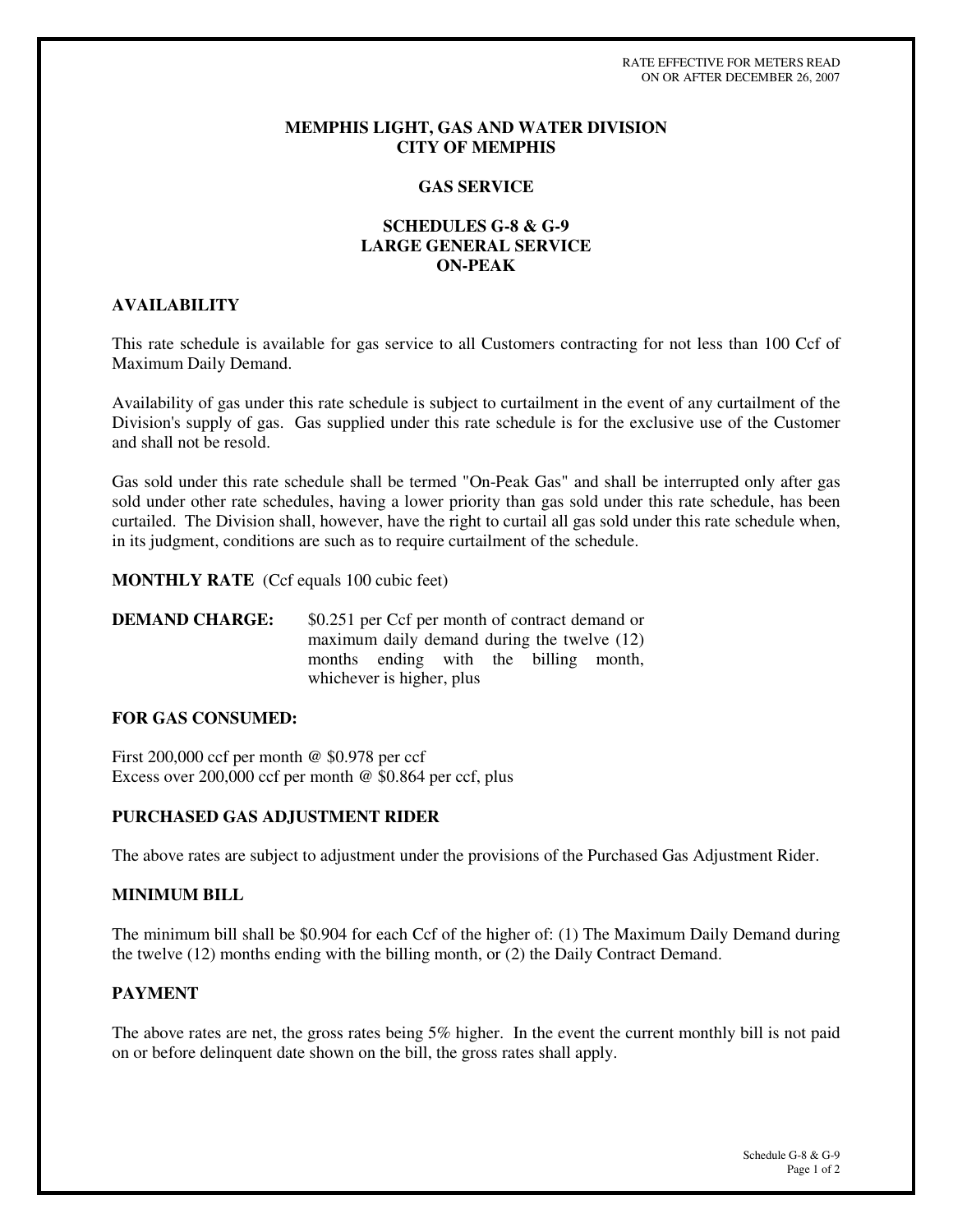RATE EFFECTIVE FOR METERS READ
ON OR AFTER DECEMBER 26, 2007

# MEMPHIS LIGHT, GAS AND WATER DIVISION
# CITY OF MEMPHIS

## GAS SERVICE

## SCHEDULES G-8 & G-9
## LARGE GENERAL SERVICE
## ON-PEAK

### AVAILABILITY

This rate schedule is available for gas service to all Customers contracting for not less than 100 Ccf of Maximum Daily Demand.

Availability of gas under this rate schedule is subject to curtailment in the event of any curtailment of the Division's supply of gas. Gas supplied under this rate schedule is for the exclusive use of the Customer and shall not be resold.

Gas sold under this rate schedule shall be termed "On-Peak Gas" and shall be interrupted only after gas sold under other rate schedules, having a lower priority than gas sold under this rate schedule, has been curtailed. The Division shall, however, have the right to curtail all gas sold under this rate schedule when, in its judgment, conditions are such as to require curtailment of the schedule.

**MONTHLY RATE** (Ccf equals 100 cubic feet)

**DEMAND CHARGE:** $0.251 per Ccf per month of contract demand or maximum daily demand during the twelve (12) months ending with the billing month, whichever is higher, plus

### FOR GAS CONSUMED:

First 200,000 ccf per month @ $0.978 per ccf
Excess over 200,000 ccf per month @ $0.864 per ccf, plus

### PURCHASED GAS ADJUSTMENT RIDER

The above rates are subject to adjustment under the provisions of the Purchased Gas Adjustment Rider.

### MINIMUM BILL

The minimum bill shall be $0.904 for each Ccf of the higher of: (1) The Maximum Daily Demand during the twelve (12) months ending with the billing month, or (2) the Daily Contract Demand.

### PAYMENT

The above rates are net, the gross rates being 5% higher. In the event the current monthly bill is not paid on or before delinquent date shown on the bill, the gross rates shall apply.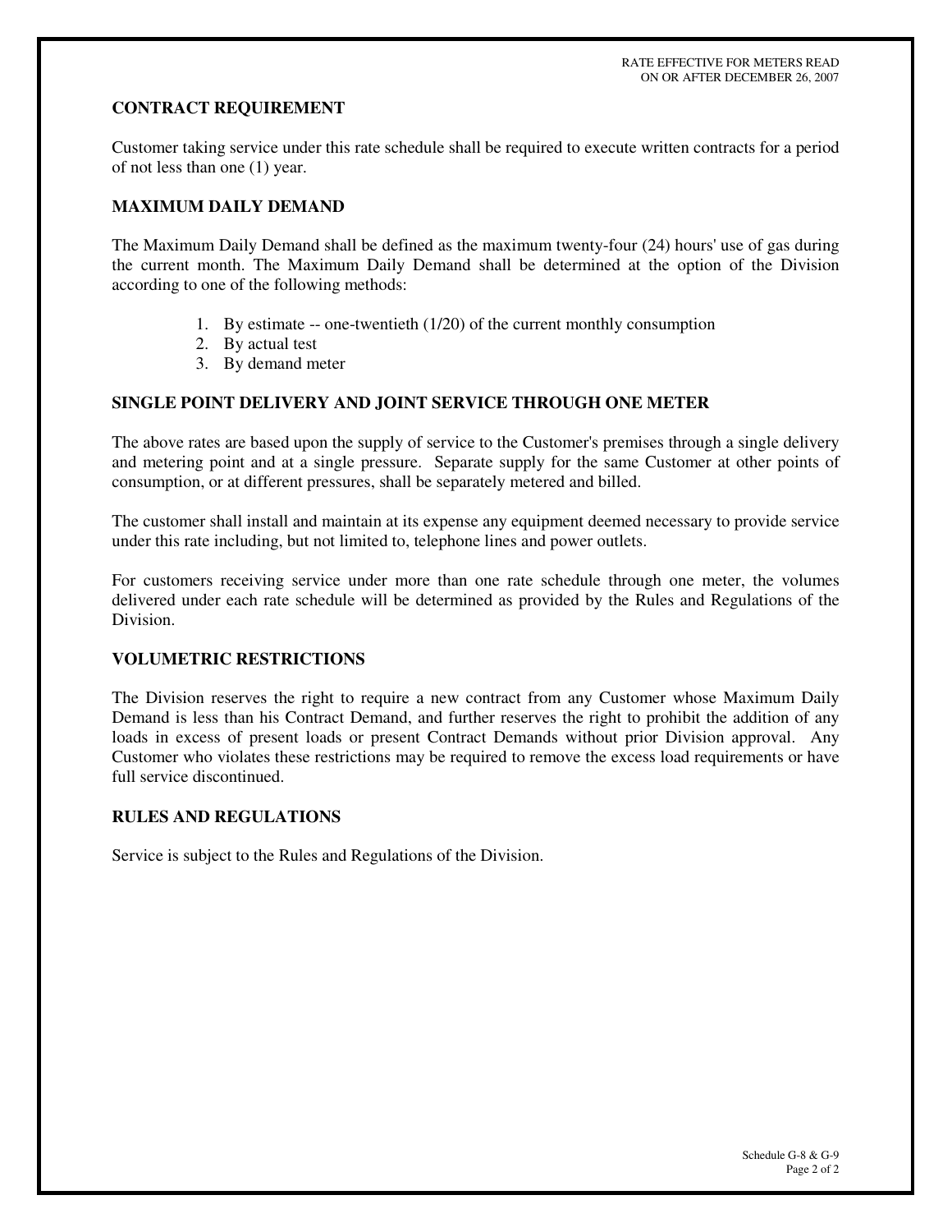RATE EFFECTIVE FOR METERS READ ON OR AFTER DECEMBER 26, 2007

## CONTRACT REQUIREMENT

Customer taking service under this rate schedule shall be required to execute written contracts for a period of not less than one (1) year.

## MAXIMUM DAILY DEMAND

The Maximum Daily Demand shall be defined as the maximum twenty-four (24) hours' use of gas during the current month. The Maximum Daily Demand shall be determined at the option of the Division according to one of the following methods:

1. By estimate -- one-twentieth (1/20) of the current monthly consumption
2. By actual test
3. By demand meter

## SINGLE POINT DELIVERY AND JOINT SERVICE THROUGH ONE METER

The above rates are based upon the supply of service to the Customer's premises through a single delivery and metering point and at a single pressure. Separate supply for the same Customer at other points of consumption, or at different pressures, shall be separately metered and billed.

The customer shall install and maintain at its expense any equipment deemed necessary to provide service under this rate including, but not limited to, telephone lines and power outlets.

For customers receiving service under more than one rate schedule through one meter, the volumes delivered under each rate schedule will be determined as provided by the Rules and Regulations of the Division.

## VOLUMETRIC RESTRICTIONS

The Division reserves the right to require a new contract from any Customer whose Maximum Daily Demand is less than his Contract Demand, and further reserves the right to prohibit the addition of any loads in excess of present loads or present Contract Demands without prior Division approval. Any Customer who violates these restrictions may be required to remove the excess load requirements or have full service discontinued.

## RULES AND REGULATIONS

Service is subject to the Rules and Regulations of the Division.

Schedule G-8 & G-9